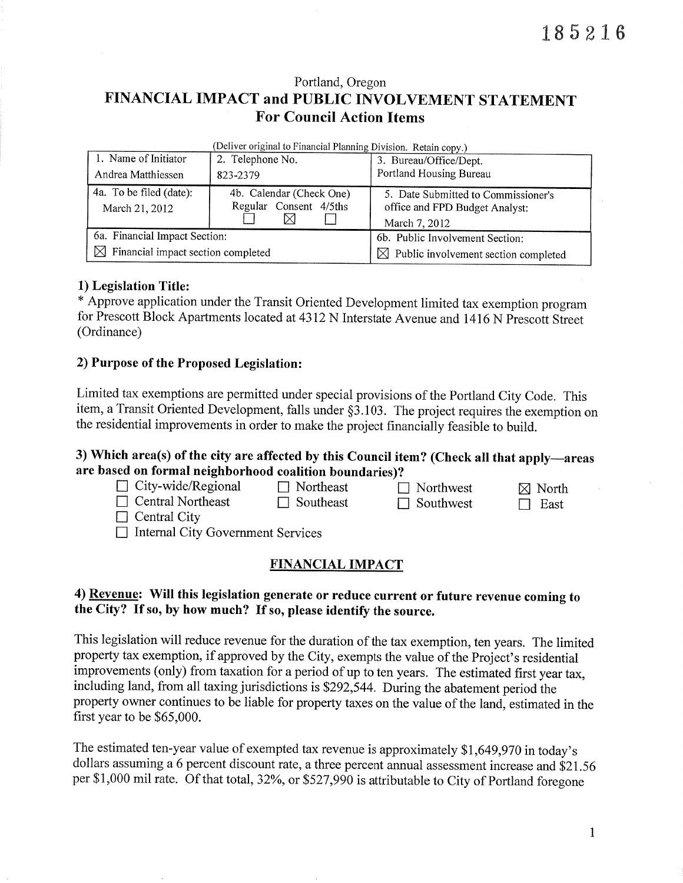185216

Portland, Oregon

# FINANCIAL IMPACT and PUBLIC INVOLVEMENT STATEMENT For Council Action Items

(Deliver original to Financial Planning Division. Retain copy.)

| 1. Name of Initiator | 2. Telephone No. | 3. Bureau/Office/Dept. |
|---|---|---|
| Andrea Matthiessen | 823-2379 | Portland Housing Bureau |
| 4a. To be filed (date): March 21, 2012 | 4b. Calendar (Check One) Regular ☐ Consent ☒ 4/5ths ☐ | 5. Date Submitted to Commissioner's office and FPD Budget Analyst: March 7, 2012 |
| 6a. Financial Impact Section: ☒ Financial impact section completed | | 6b. Public Involvement Section: ☒ Public involvement section completed |

### 1) Legislation Title:

* Approve application under the Transit Oriented Development limited tax exemption program for Prescott Block Apartments located at 4312 N Interstate Avenue and 1416 N Prescott Street (Ordinance)

### 2) Purpose of the Proposed Legislation:

Limited tax exemptions are permitted under special provisions of the Portland City Code. This item, a Transit Oriented Development, falls under §3.103. The project requires the exemption on the residential improvements in order to make the project financially feasible to build.

### 3) Which area(s) of the city are affected by this Council item? (Check all that apply—areas are based on formal neighborhood coalition boundaries)?

- ☐ City-wide/Regional
- ☐ Northeast
- ☐ Northwest
- ☒ North
- ☐ Central Northeast
- ☐ Southeast
- ☐ Southwest
- ☐ East
- ☐ Central City
- ☐ Internal City Government Services

## FINANCIAL IMPACT

### 4) Revenue: Will this legislation generate or reduce current or future revenue coming to the City? If so, by how much? If so, please identify the source.

This legislation will reduce revenue for the duration of the tax exemption, ten years. The limited property tax exemption, if approved by the City, exempts the value of the Project's residential improvements (only) from taxation for a period of up to ten years. The estimated first year tax, including land, from all taxing jurisdictions is $292,544. During the abatement period the property owner continues to be liable for property taxes on the value of the land, estimated in the first year to be $65,000.

The estimated ten-year value of exempted tax revenue is approximately $1,649,970 in today's dollars assuming a 6 percent discount rate, a three percent annual assessment increase and $21.56 per $1,000 mil rate. Of that total, 32%, or $527,990 is attributable to City of Portland foregone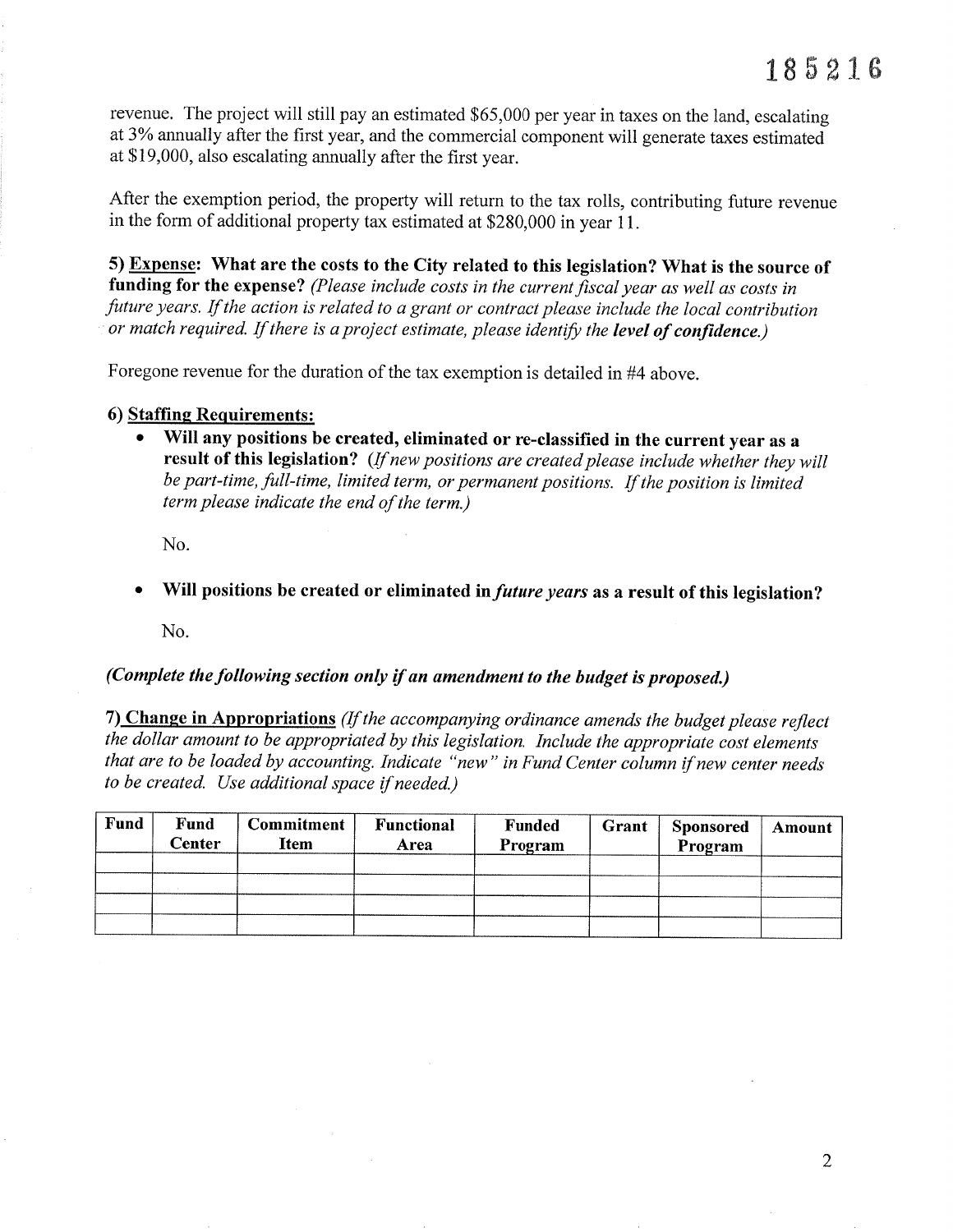revenue. The project will still pay an estimated $65,000 per year in taxes on the land, escalating at 3% annually after the first year, and the commercial component will generate taxes estimated at $19,000, also escalating annually after the first year.

After the exemption period, the property will return to the tax rolls, contributing future revenue in the form of additional property tax estimated at $280,000 in year 11.

**5) <u>Expense</u>: What are the costs to the City related to this legislation? What is the source of funding for the expense?** *(Please include costs in the current fiscal year as well as costs in future years. If the action is related to a grant or contract please include the local contribution or match required. If there is a project estimate, please identify the* ***level of confidence.****)*

Foregone revenue for the duration of the tax exemption is detailed in #4 above.

**6) <u>Staffing Requirements</u>:**

- **Will any positions be created, eliminated or re-classified in the current year as a result of this legislation?** *(If new positions are created please include whether they will be part-time, full-time, limited term, or permanent positions. If the position is limited term please indicate the end of the term.)*

  No.

- **Will positions be created or eliminated in** ***future years*** **as a result of this legislation?**

  No.

***(Complete the following section only if an amendment to the budget is proposed.)***

**7) <u>Change in Appropriations</u>** *(If the accompanying ordinance amends the budget please reflect the dollar amount to be appropriated by this legislation. Include the appropriate cost elements that are to be loaded by accounting. Indicate "new" in Fund Center column if new center needs to be created. Use additional space if needed.)*

| Fund | Fund Center | Commitment Item | Functional Area | Funded Program | Grant | Sponsored Program | Amount |
|---|---|---|---|---|---|---|---|
| | | | | | | | |
| | | | | | | | |
| | | | | | | | |
| | | | | | | | |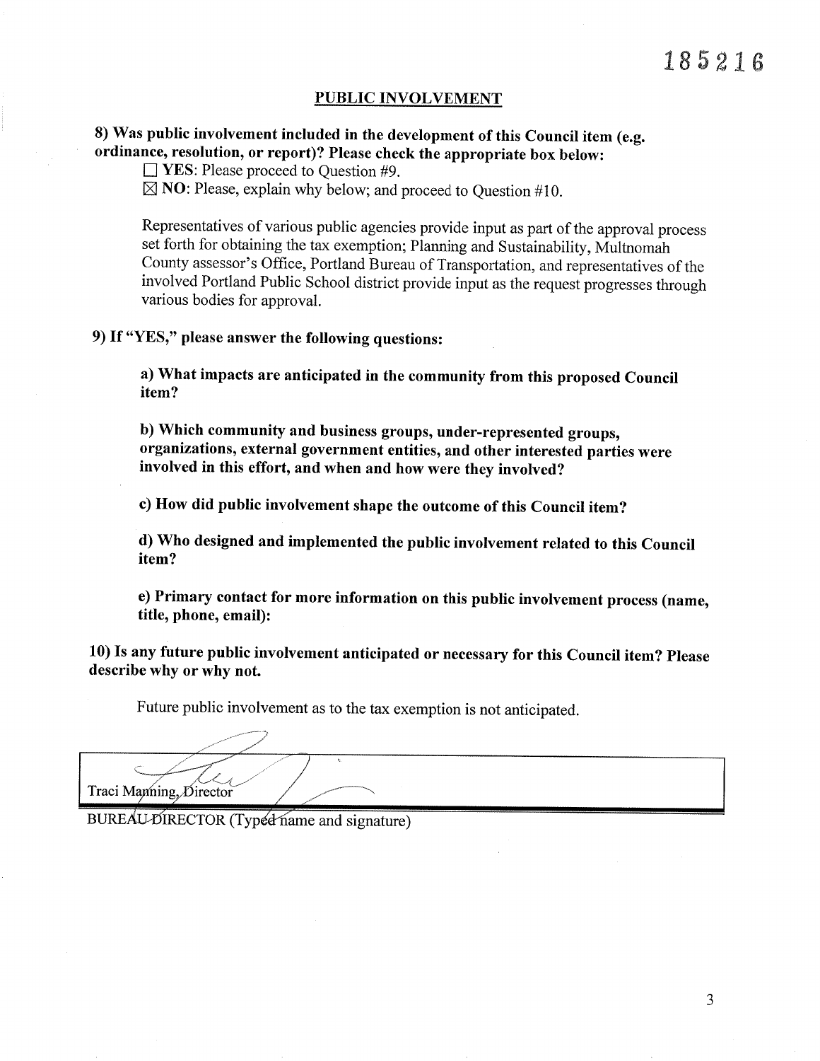185216

## PUBLIC INVOLVEMENT

**8) Was public involvement included in the development of this Council item (e.g. ordinance, resolution, or report)? Please check the appropriate box below:**

☐ **YES**: Please proceed to Question #9.

☒ **NO**: Please, explain why below; and proceed to Question #10.

Representatives of various public agencies provide input as part of the approval process set forth for obtaining the tax exemption; Planning and Sustainability, Multnomah County assessor's Office, Portland Bureau of Transportation, and representatives of the involved Portland Public School district provide input as the request progresses through various bodies for approval.

**9) If "YES," please answer the following questions:**

**a) What impacts are anticipated in the community from this proposed Council item?**

**b) Which community and business groups, under-represented groups, organizations, external government entities, and other interested parties were involved in this effort, and when and how were they involved?**

**c) How did public involvement shape the outcome of this Council item?**

**d) Who designed and implemented the public involvement related to this Council item?**

**e) Primary contact for more information on this public involvement process (name, title, phone, email):**

**10) Is any future public involvement anticipated or necessary for this Council item? Please describe why or why not.**

Future public involvement as to the tax exemption is not anticipated.

Traci Manning, Director

BUREAU DIRECTOR (Typed name and signature)